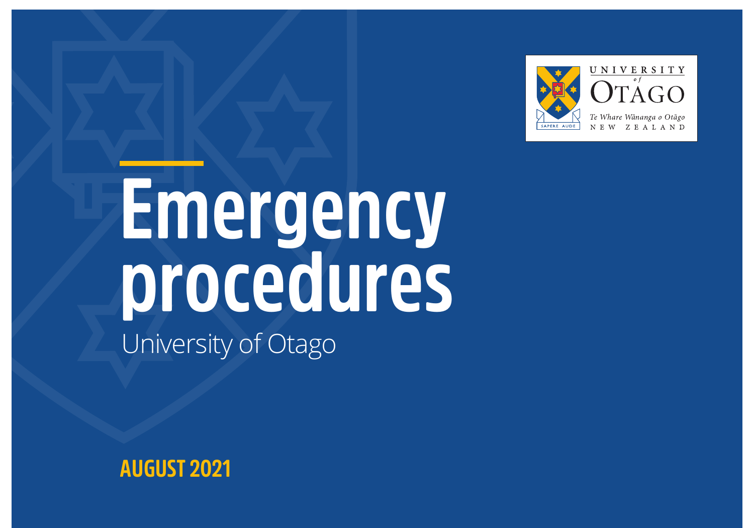UNIVERSITY of OTAGO

*Te Whare Wānanga o Otāgo*

NEW ZEALAND

# Emergency procedures

University of Otago

**AUGUST 2021**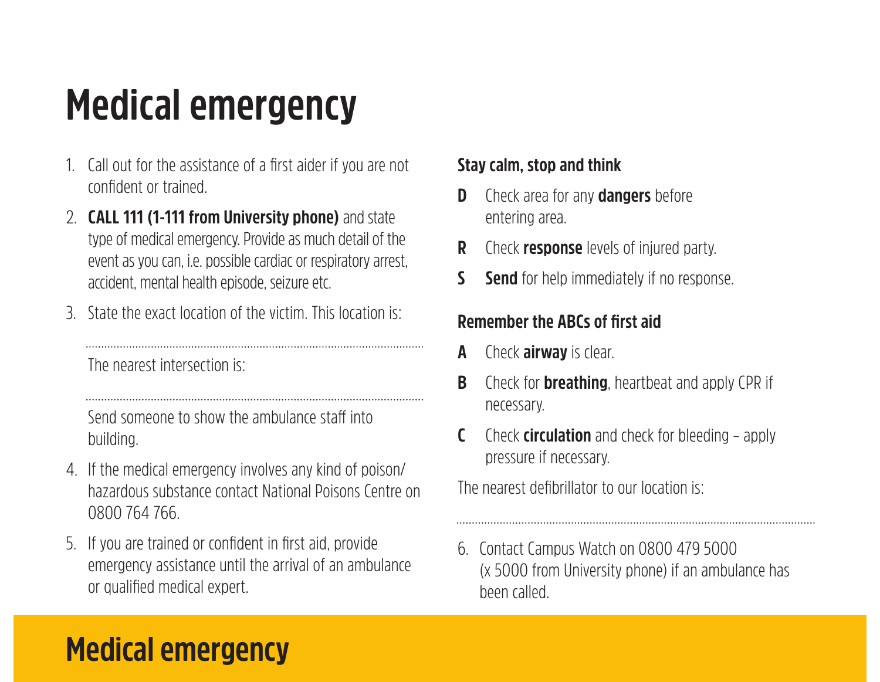# Medical emergency

1. Call out for the assistance of a first aider if you are not confident or trained.
2. **CALL 111 (1-111 from University phone)** and state type of medical emergency. Provide as much detail of the event as you can, i.e. possible cardiac or respiratory arrest, accident, mental health episode, seizure etc.
3. State the exact location of the victim. This location is:

   ..........................................................................................................

   The nearest intersection is:

   ..........................................................................................................

   Send someone to show the ambulance staff into building.
4. If the medical emergency involves any kind of poison/ hazardous substance contact National Poisons Centre on 0800 764 766.
5. If you are trained or confident in first aid, provide emergency assistance until the arrival of an ambulance or qualified medical expert.

**Stay calm, stop and think**

**D** Check area for any **dangers** before entering area.

**R** Check **response** levels of injured party.

**S** **Send** for help immediately if no response.

**Remember the ABCs of first aid**

**A** Check **airway** is clear.

**B** Check for **breathing**, heartbeat and apply CPR if necessary.

**C** Check **circulation** and check for bleeding – apply pressure if necessary.

The nearest defibrillator to our location is:

..........................................................................................................

6. Contact Campus Watch on 0800 479 5000 (x 5000 from University phone) if an ambulance has been called.

## Medical emergency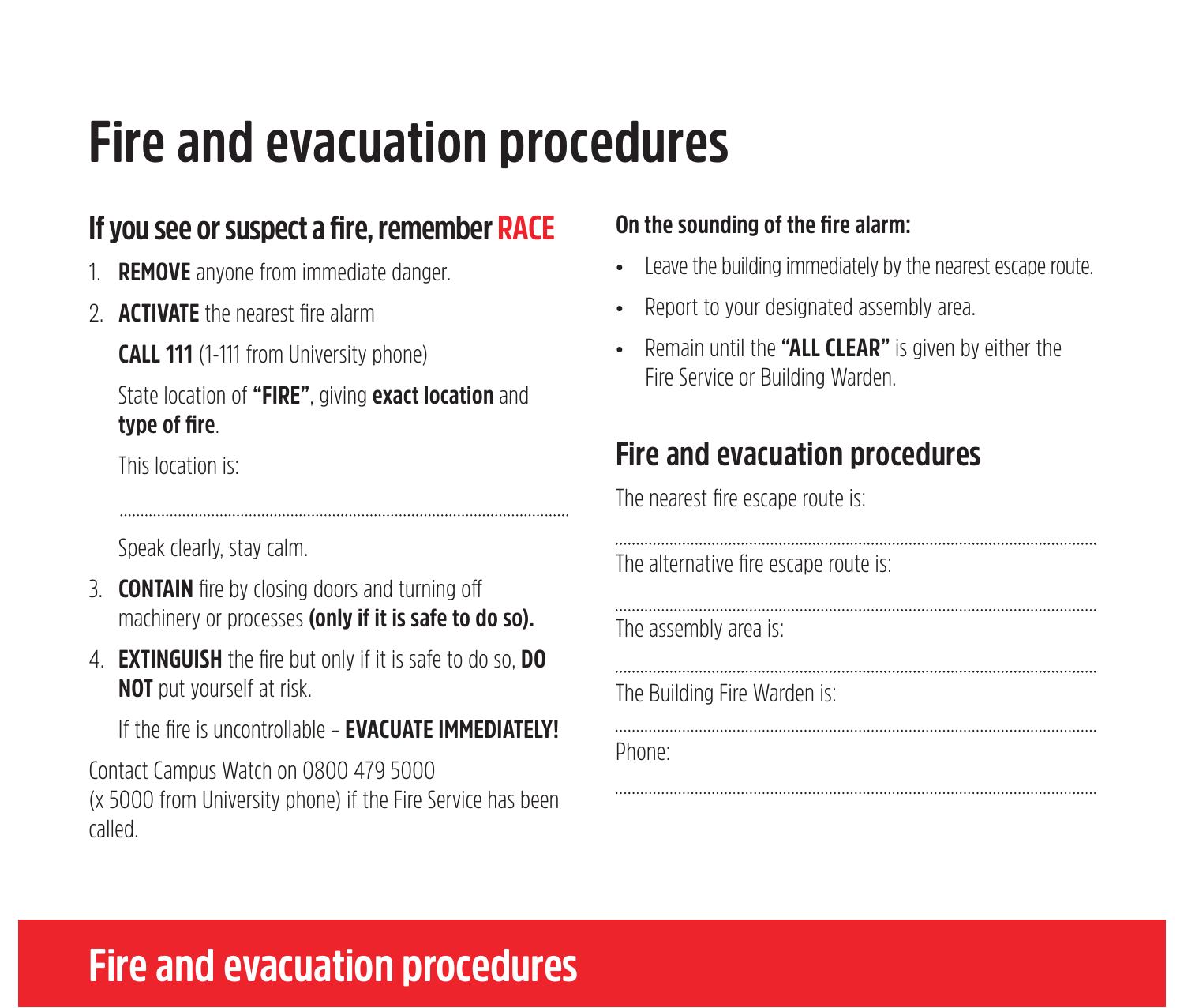# Fire and evacuation procedures

## If you see or suspect a fire, remember RACE

1. **REMOVE** anyone from immediate danger.
2. **ACTIVATE** the nearest fire alarm

   **CALL 111** (1-111 from University phone)

   State location of **"FIRE"**, giving **exact location** and **type of fire**.

   This location is:

   ...........................................................................................................

   Speak clearly, stay calm.
3. **CONTAIN** fire by closing doors and turning off machinery or processes **(only if it is safe to do so).**
4. **EXTINGUISH** the fire but only if it is safe to do so, **DO NOT** put yourself at risk.

   If the fire is uncontrollable – **EVACUATE IMMEDIATELY!**

Contact Campus Watch on 0800 479 5000 (x 5000 from University phone) if the Fire Service has been called.

**On the sounding of the fire alarm:**

- Leave the building immediately by the nearest escape route.
- Report to your designated assembly area.
- Remain until the **"ALL CLEAR"** is given by either the Fire Service or Building Warden.

## Fire and evacuation procedures

The nearest fire escape route is:

...........................................................................................................

The alternative fire escape route is:

...........................................................................................................

The assembly area is:

...........................................................................................................

The Building Fire Warden is:

...........................................................................................................

Phone:

...........................................................................................................

## Fire and evacuation procedures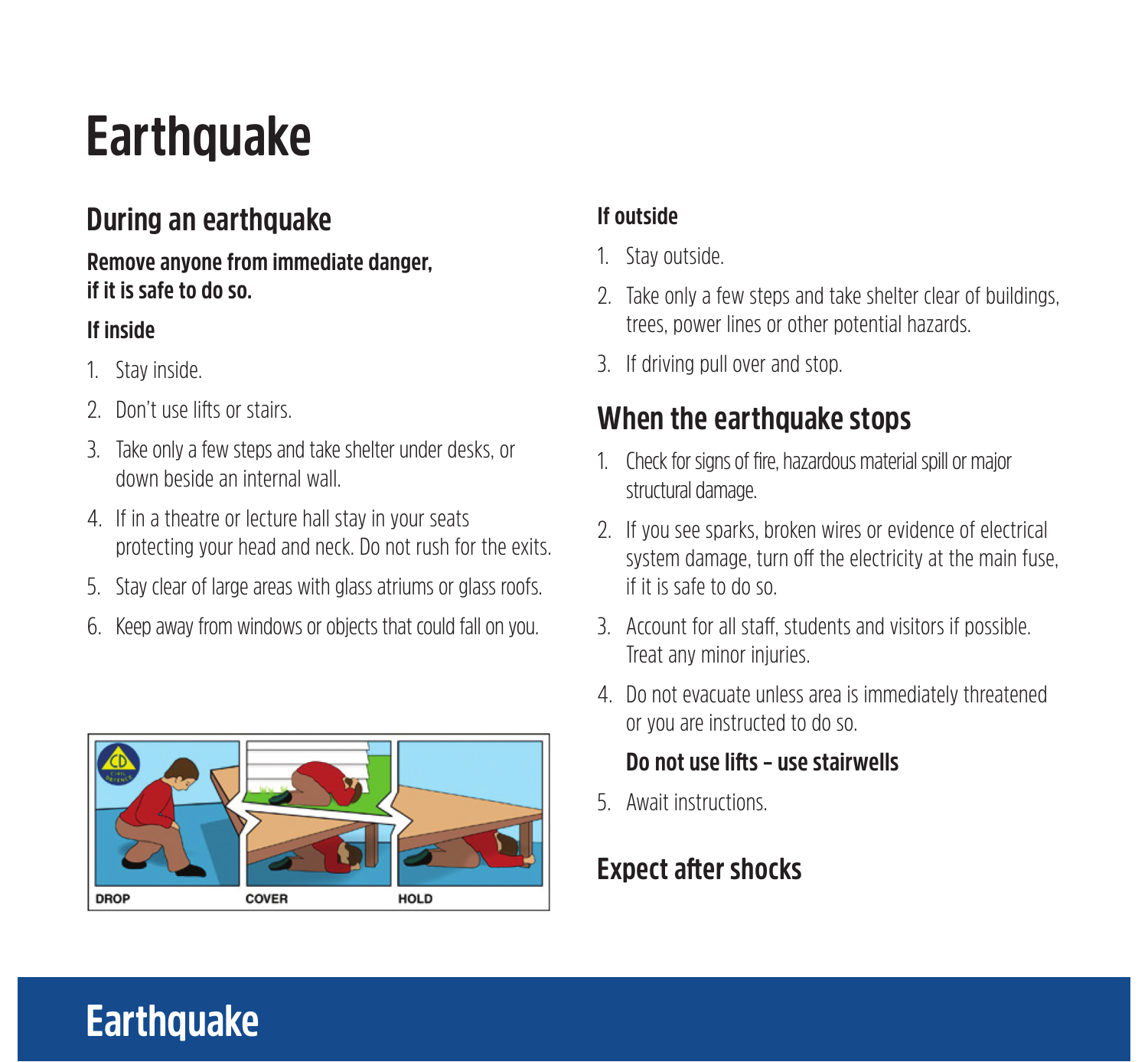# Earthquake

## During an earthquake

**Remove anyone from immediate danger, if it is safe to do so.**

### If inside

1. Stay inside.
2. Don't use lifts or stairs.
3. Take only a few steps and take shelter under desks, or down beside an internal wall.
4. If in a theatre or lecture hall stay in your seats protecting your head and neck. Do not rush for the exits.
5. Stay clear of large areas with glass atriums or glass roofs.
6. Keep away from windows or objects that could fall on you.

DROP COVER HOLD

### If outside

1. Stay outside.
2. Take only a few steps and take shelter clear of buildings, trees, power lines or other potential hazards.
3. If driving pull over and stop.

## When the earthquake stops

1. Check for signs of fire, hazardous material spill or major structural damage.
2. If you see sparks, broken wires or evidence of electrical system damage, turn off the electricity at the main fuse, if it is safe to do so.
3. Account for all staff, students and visitors if possible. Treat any minor injuries.
4. Do not evacuate unless area is immediately threatened or you are instructed to do so.

   **Do not use lifts – use stairwells**

5. Await instructions.

## Expect after shocks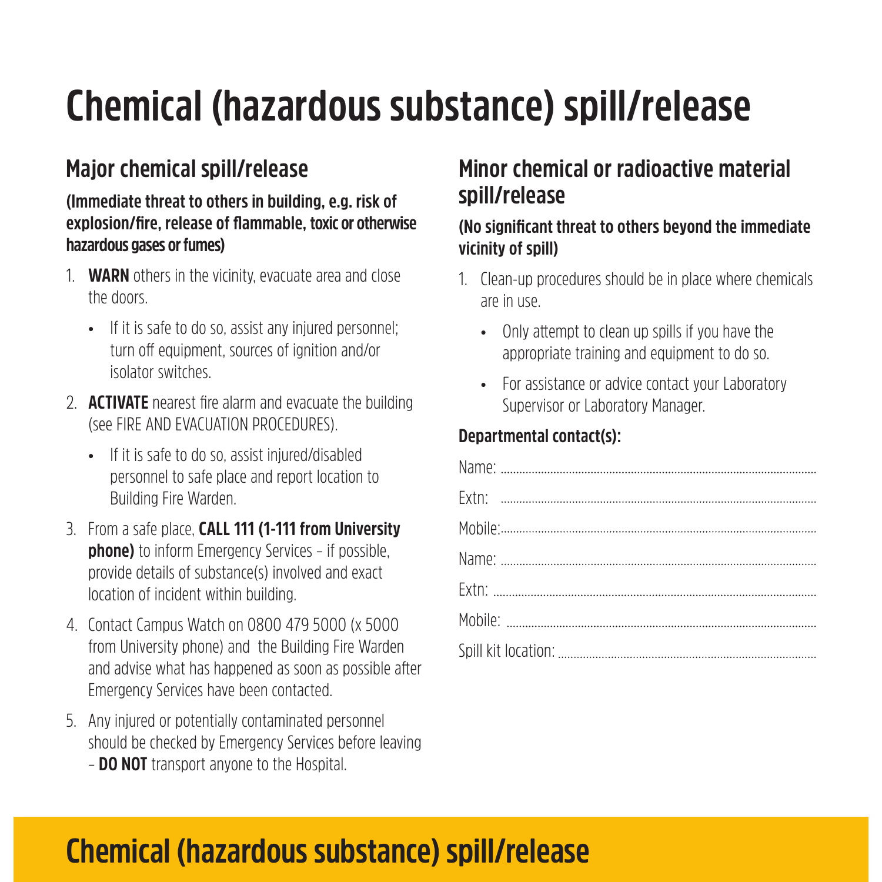# Chemical (hazardous substance) spill/release

## Major chemical spill/release

**(Immediate threat to others in building, e.g. risk of explosion/fire, release of flammable, toxic or otherwise hazardous gases or fumes)**

1. **WARN** others in the vicinity, evacuate area and close the doors.
   - If it is safe to do so, assist any injured personnel; turn off equipment, sources of ignition and/or isolator switches.
2. **ACTIVATE** nearest fire alarm and evacuate the building (see FIRE AND EVACUATION PROCEDURES).
   - If it is safe to do so, assist injured/disabled personnel to safe place and report location to Building Fire Warden.
3. From a safe place, **CALL 111 (1-111 from University phone)** to inform Emergency Services – if possible, provide details of substance(s) involved and exact location of incident within building.
4. Contact Campus Watch on 0800 479 5000 (x 5000 from University phone) and the Building Fire Warden and advise what has happened as soon as possible after Emergency Services have been contacted.
5. Any injured or potentially contaminated personnel should be checked by Emergency Services before leaving – **DO NOT** transport anyone to the Hospital.

## Minor chemical or radioactive material spill/release

**(No significant threat to others beyond the immediate vicinity of spill)**

1. Clean-up procedures should be in place where chemicals are in use.
   - Only attempt to clean up spills if you have the appropriate training and equipment to do so.
   - For assistance or advice contact your Laboratory Supervisor or Laboratory Manager.

**Departmental contact(s):**

Name: ..............................

Extn: ..............................

Mobile: ..............................

Name: ..............................

Extn: ..............................

Mobile: ..............................

Spill kit location: ..............................

## Chemical (hazardous substance) spill/release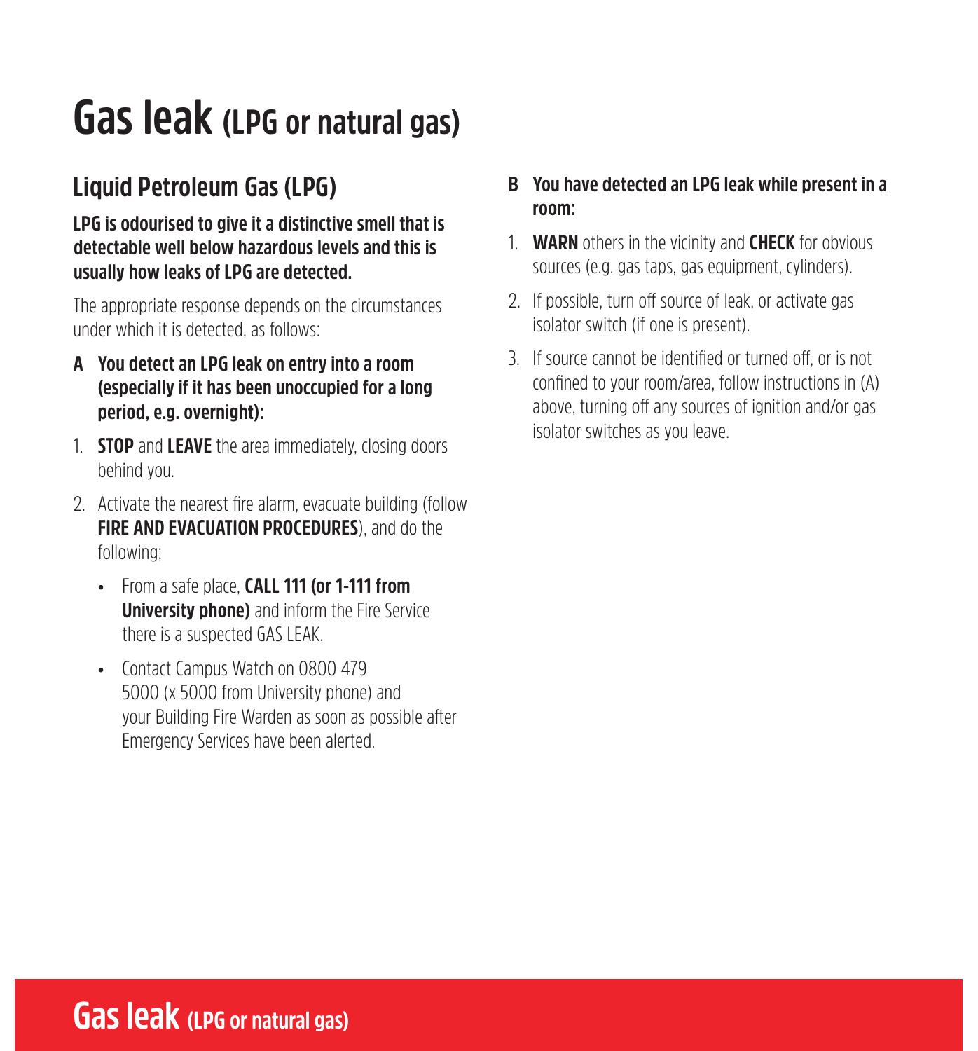# Gas leak (LPG or natural gas)

## Liquid Petroleum Gas (LPG)

**LPG is odourised to give it a distinctive smell that is detectable well below hazardous levels and this is usually how leaks of LPG are detected.**

The appropriate response depends on the circumstances under which it is detected, as follows:

**A You detect an LPG leak on entry into a room (especially if it has been unoccupied for a long period, e.g. overnight):**

1. **STOP** and **LEAVE** the area immediately, closing doors behind you.
2. Activate the nearest fire alarm, evacuate building (follow **FIRE AND EVACUATION PROCEDURES**), and do the following;
   - From a safe place, **CALL 111 (or 1-111 from University phone)** and inform the Fire Service there is a suspected GAS LEAK.
   - Contact Campus Watch on 0800 479 5000 (x 5000 from University phone) and your Building Fire Warden as soon as possible after Emergency Services have been alerted.

**B You have detected an LPG leak while present in a room:**

1. **WARN** others in the vicinity and **CHECK** for obvious sources (e.g. gas taps, gas equipment, cylinders).
2. If possible, turn off source of leak, or activate gas isolator switch (if one is present).
3. If source cannot be identified or turned off, or is not confined to your room/area, follow instructions in (A) above, turning off any sources of ignition and/or gas isolator switches as you leave.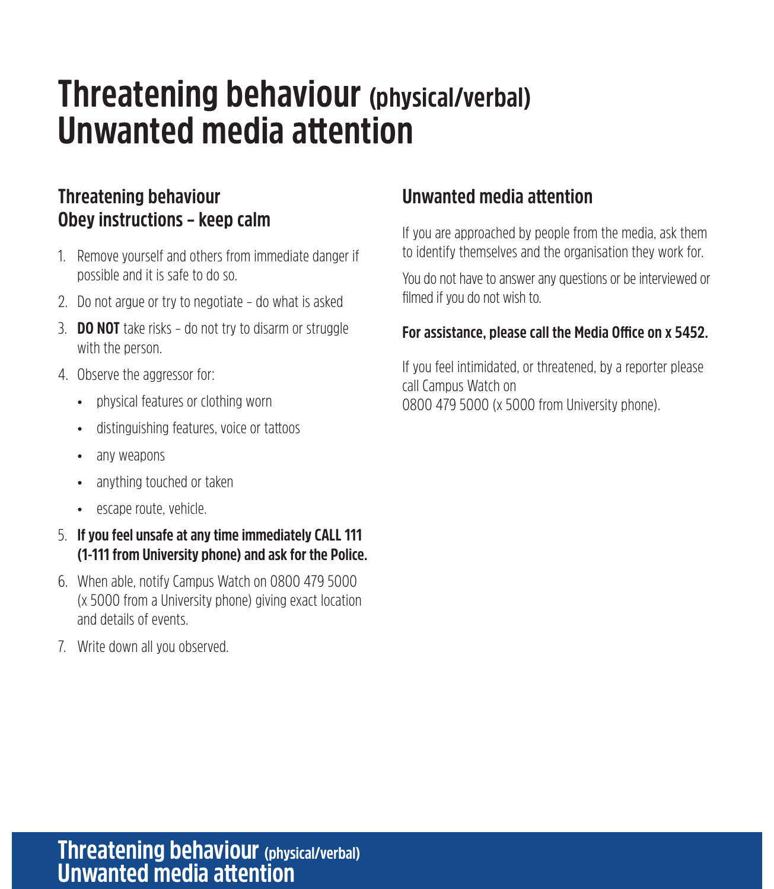# Threatening behaviour (physical/verbal) Unwanted media attention

## Threatening behaviour Obey instructions – keep calm

1. Remove yourself and others from immediate danger if possible and it is safe to do so.
2. Do not argue or try to negotiate – do what is asked
3. **DO NOT** take risks – do not try to disarm or struggle with the person.
4. Observe the aggressor for:
   - physical features or clothing worn
   - distinguishing features, voice or tattoos
   - any weapons
   - anything touched or taken
   - escape route, vehicle.
5. **If you feel unsafe at any time immediately CALL 111 (1-111 from University phone) and ask for the Police.**
6. When able, notify Campus Watch on 0800 479 5000 (x 5000 from a University phone) giving exact location and details of events.
7. Write down all you observed.

## Unwanted media attention

If you are approached by people from the media, ask them to identify themselves and the organisation they work for.

You do not have to answer any questions or be interviewed or filmed if you do not wish to.

**For assistance, please call the Media Office on x 5452.**

If you feel intimidated, or threatened, by a reporter please call Campus Watch on
0800 479 5000 (x 5000 from University phone).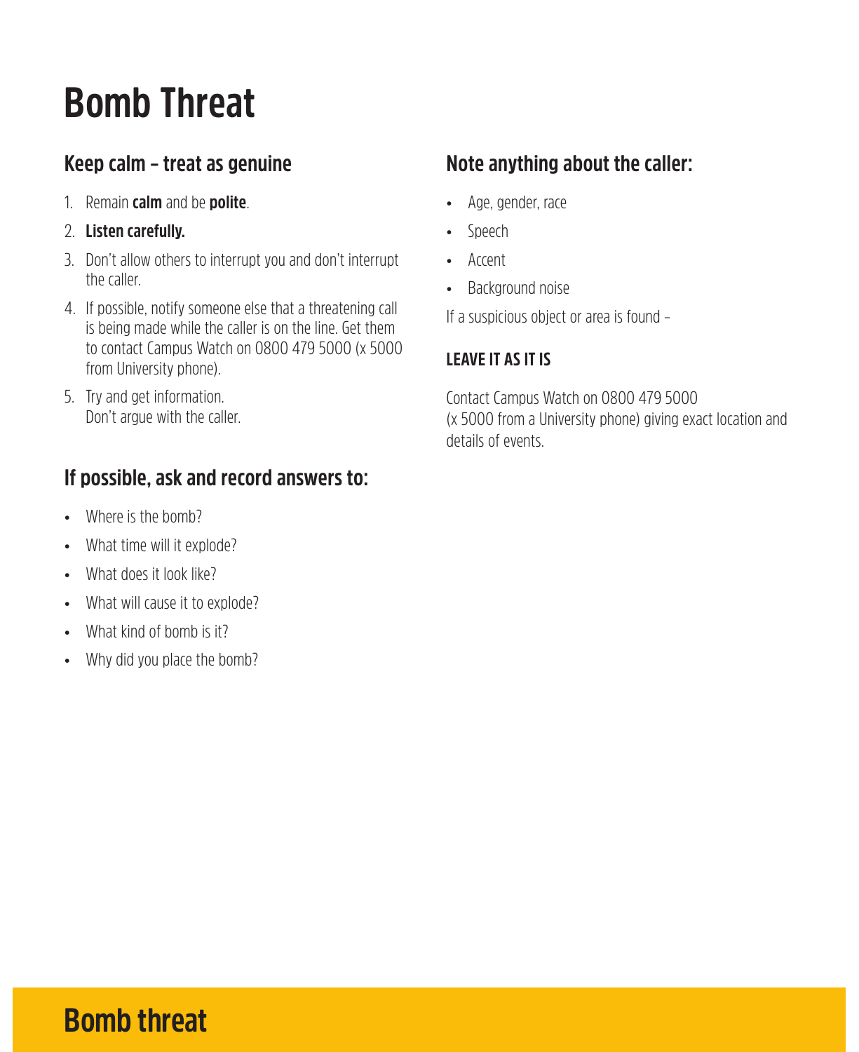# Bomb Threat

## Keep calm – treat as genuine

1. Remain **calm** and be **polite**.
2. **Listen carefully.**
3. Don't allow others to interrupt you and don't interrupt the caller.
4. If possible, notify someone else that a threatening call is being made while the caller is on the line. Get them to contact Campus Watch on 0800 479 5000 (x 5000 from University phone).
5. Try and get information.
   Don't argue with the caller.

## If possible, ask and record answers to:

- Where is the bomb?
- What time will it explode?
- What does it look like?
- What will cause it to explode?
- What kind of bomb is it?
- Why did you place the bomb?

## Note anything about the caller:

- Age, gender, race
- Speech
- Accent
- Background noise

If a suspicious object or area is found –

**LEAVE IT AS IT IS**

Contact Campus Watch on 0800 479 5000 (x 5000 from a University phone) giving exact location and details of events.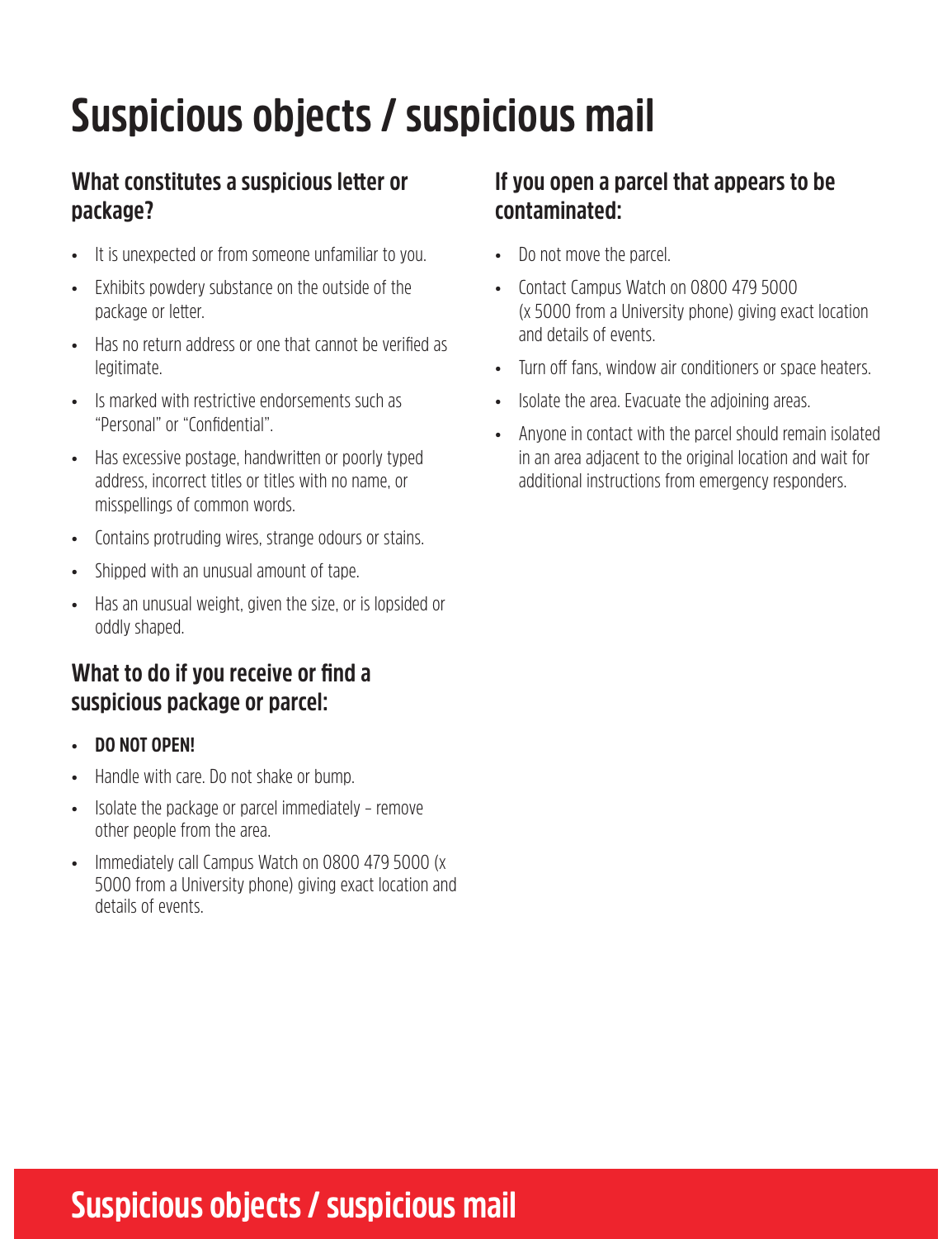# Suspicious objects / suspicious mail

## What constitutes a suspicious letter or package?

- It is unexpected or from someone unfamiliar to you.
- Exhibits powdery substance on the outside of the package or letter.
- Has no return address or one that cannot be verified as legitimate.
- Is marked with restrictive endorsements such as "Personal" or "Confidential".
- Has excessive postage, handwritten or poorly typed address, incorrect titles or titles with no name, or misspellings of common words.
- Contains protruding wires, strange odours or stains.
- Shipped with an unusual amount of tape.
- Has an unusual weight, given the size, or is lopsided or oddly shaped.

## What to do if you receive or find a suspicious package or parcel:

- **DO NOT OPEN!**
- Handle with care. Do not shake or bump.
- Isolate the package or parcel immediately – remove other people from the area.
- Immediately call Campus Watch on 0800 479 5000 (x 5000 from a University phone) giving exact location and details of events.

## If you open a parcel that appears to be contaminated:

- Do not move the parcel.
- Contact Campus Watch on 0800 479 5000 (x 5000 from a University phone) giving exact location and details of events.
- Turn off fans, window air conditioners or space heaters.
- Isolate the area. Evacuate the adjoining areas.
- Anyone in contact with the parcel should remain isolated in an area adjacent to the original location and wait for additional instructions from emergency responders.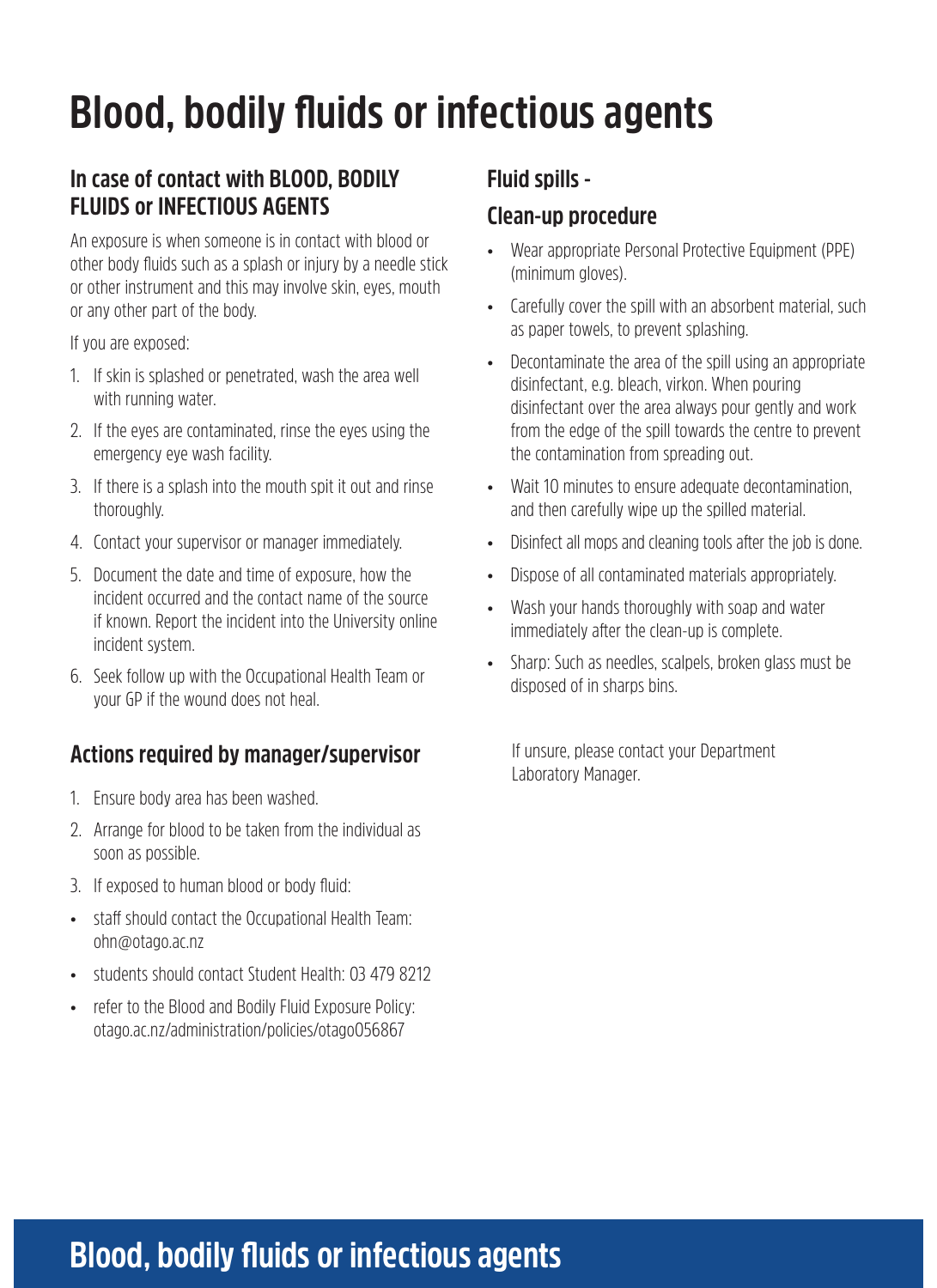# Blood, bodily fluids or infectious agents

## In case of contact with BLOOD, BODILY FLUIDS or INFECTIOUS AGENTS

An exposure is when someone is in contact with blood or other body fluids such as a splash or injury by a needle stick or other instrument and this may involve skin, eyes, mouth or any other part of the body.

If you are exposed:

1. If skin is splashed or penetrated, wash the area well with running water.
2. If the eyes are contaminated, rinse the eyes using the emergency eye wash facility.
3. If there is a splash into the mouth spit it out and rinse thoroughly.
4. Contact your supervisor or manager immediately.
5. Document the date and time of exposure, how the incident occurred and the contact name of the source if known. Report the incident into the University online incident system.
6. Seek follow up with the Occupational Health Team or your GP if the wound does not heal.

## Actions required by manager/supervisor

1. Ensure body area has been washed.
2. Arrange for blood to be taken from the individual as soon as possible.
3. If exposed to human blood or body fluid:

- staff should contact the Occupational Health Team: ohn@otago.ac.nz
- students should contact Student Health: 03 479 8212
- refer to the Blood and Bodily Fluid Exposure Policy: otago.ac.nz/administration/policies/otago056867

## Fluid spills -

## Clean-up procedure

- Wear appropriate Personal Protective Equipment (PPE) (minimum gloves).
- Carefully cover the spill with an absorbent material, such as paper towels, to prevent splashing.
- Decontaminate the area of the spill using an appropriate disinfectant, e.g. bleach, virkon. When pouring disinfectant over the area always pour gently and work from the edge of the spill towards the centre to prevent the contamination from spreading out.
- Wait 10 minutes to ensure adequate decontamination, and then carefully wipe up the spilled material.
- Disinfect all mops and cleaning tools after the job is done.
- Dispose of all contaminated materials appropriately.
- Wash your hands thoroughly with soap and water immediately after the clean-up is complete.
- Sharp: Such as needles, scalpels, broken glass must be disposed of in sharps bins.

If unsure, please contact your Department Laboratory Manager.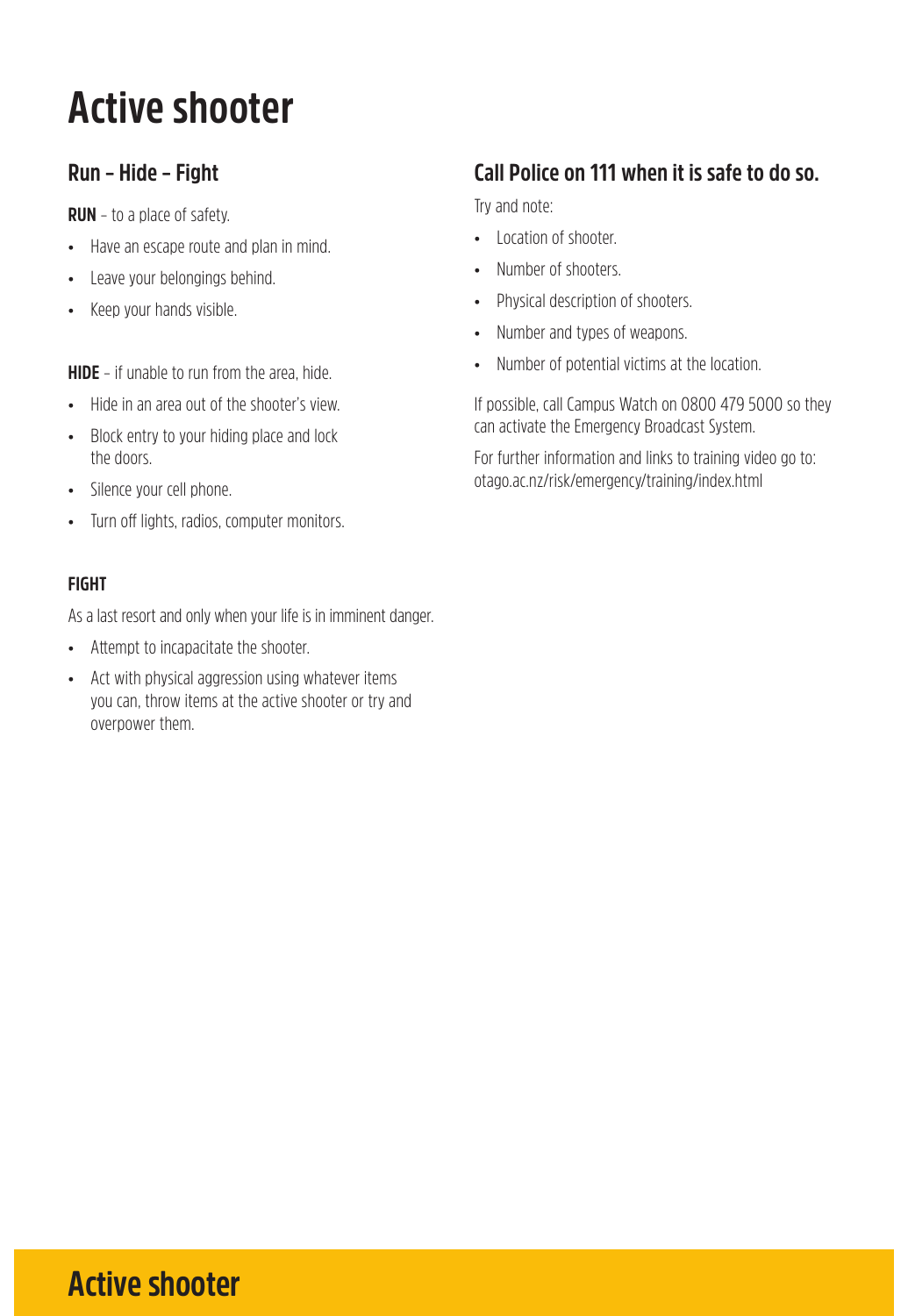# Active shooter

## Run – Hide – Fight

**RUN** – to a place of safety.

- Have an escape route and plan in mind.
- Leave your belongings behind.
- Keep your hands visible.

**HIDE** – if unable to run from the area, hide.

- Hide in an area out of the shooter's view.
- Block entry to your hiding place and lock the doors.
- Silence your cell phone.
- Turn off lights, radios, computer monitors.

**FIGHT**

As a last resort and only when your life is in imminent danger.

- Attempt to incapacitate the shooter.
- Act with physical aggression using whatever items you can, throw items at the active shooter or try and overpower them.

## Call Police on 111 when it is safe to do so.

Try and note:

- Location of shooter.
- Number of shooters.
- Physical description of shooters.
- Number and types of weapons.
- Number of potential victims at the location.

If possible, call Campus Watch on 0800 479 5000 so they can activate the Emergency Broadcast System.

For further information and links to training video go to: otago.ac.nz/risk/emergency/training/index.html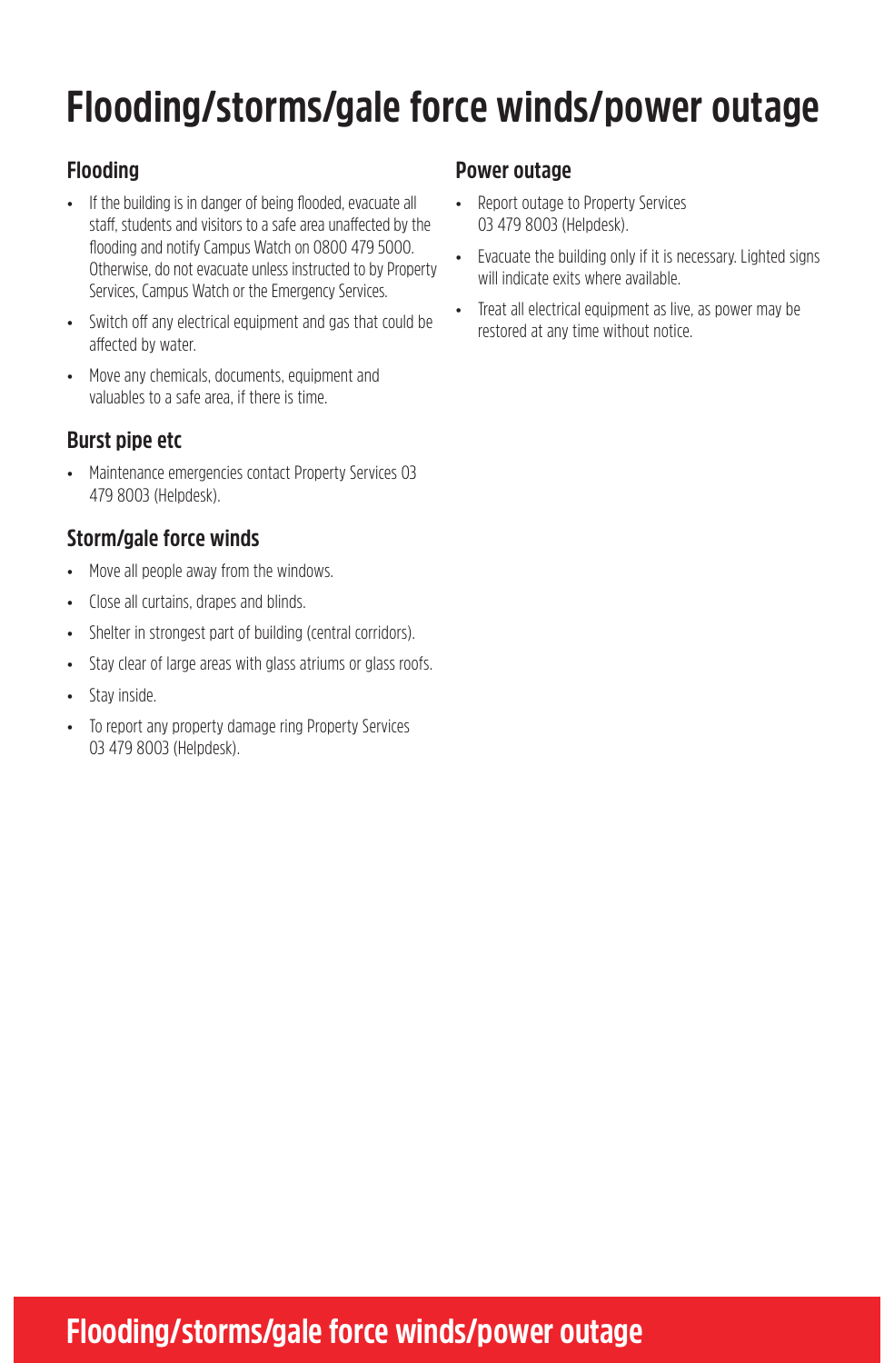# Flooding/storms/gale force winds/power outage

## Flooding

- If the building is in danger of being flooded, evacuate all staff, students and visitors to a safe area unaffected by the flooding and notify Campus Watch on 0800 479 5000. Otherwise, do not evacuate unless instructed to by Property Services, Campus Watch or the Emergency Services.
- Switch off any electrical equipment and gas that could be affected by water.
- Move any chemicals, documents, equipment and valuables to a safe area, if there is time.

## Burst pipe etc

- Maintenance emergencies contact Property Services 03 479 8003 (Helpdesk).

## Storm/gale force winds

- Move all people away from the windows.
- Close all curtains, drapes and blinds.
- Shelter in strongest part of building (central corridors).
- Stay clear of large areas with glass atriums or glass roofs.
- Stay inside.
- To report any property damage ring Property Services 03 479 8003 (Helpdesk).

## Power outage

- Report outage to Property Services 03 479 8003 (Helpdesk).
- Evacuate the building only if it is necessary. Lighted signs will indicate exits where available.
- Treat all electrical equipment as live, as power may be restored at any time without notice.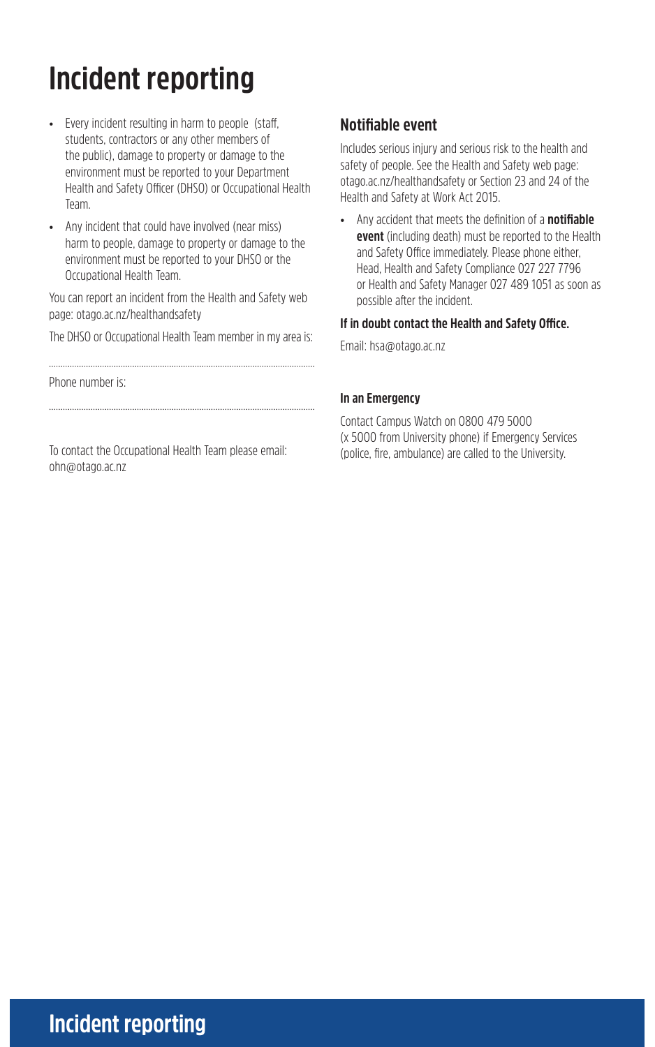# Incident reporting

- Every incident resulting in harm to people (staff, students, contractors or any other members of the public), damage to property or damage to the environment must be reported to your Department Health and Safety Officer (DHSO) or Occupational Health Team.
- Any incident that could have involved (near miss) harm to people, damage to property or damage to the environment must be reported to your DHSO or the Occupational Health Team.

You can report an incident from the Health and Safety web page: otago.ac.nz/healthandsafety

The DHSO or Occupational Health Team member in my area is:

..........................................................................................................

Phone number is:

..........................................................................................................

To contact the Occupational Health Team please email: ohn@otago.ac.nz

## Notifiable event

Includes serious injury and serious risk to the health and safety of people. See the Health and Safety web page: otago.ac.nz/healthandsafety or Section 23 and 24 of the Health and Safety at Work Act 2015.

- Any accident that meets the definition of a **notifiable event** (including death) must be reported to the Health and Safety Office immediately. Please phone either, Head, Health and Safety Compliance 027 227 7796 or Health and Safety Manager 027 489 1051 as soon as possible after the incident.

**If in doubt contact the Health and Safety Office.**

Email: hsa@otago.ac.nz

**In an Emergency**

Contact Campus Watch on 0800 479 5000 (x 5000 from University phone) if Emergency Services (police, fire, ambulance) are called to the University.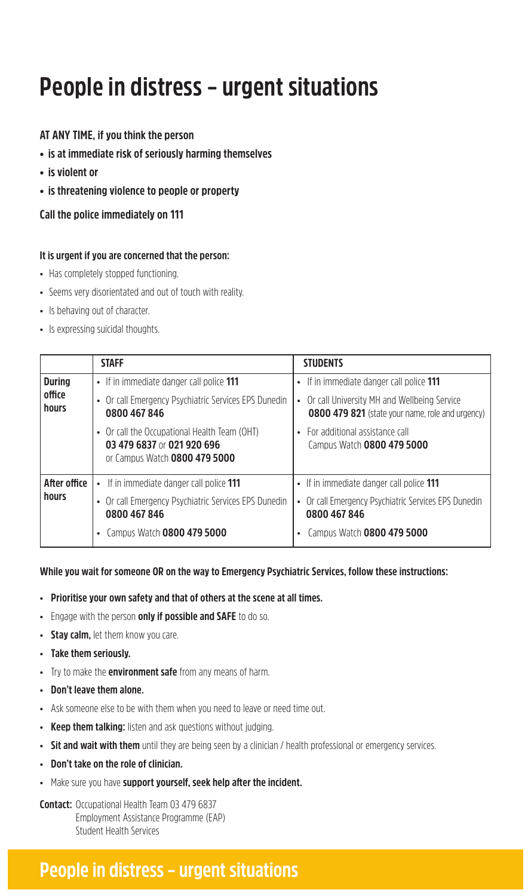# People in distress – urgent situations

**AT ANY TIME, if you think the person**

- **is at immediate risk of seriously harming themselves**
- **is violent or**
- **is threatening violence to people or property**

**Call the police immediately on 111**

**It is urgent if you are concerned that the person:**

- Has completely stopped functioning.
- Seems very disorientated and out of touch with reality.
- Is behaving out of character.
- Is expressing suicidal thoughts.

| | **STAFF** | **STUDENTS** |
|---|---|---|
| **During office hours** | • If in immediate danger call police **111**<br>• Or call Emergency Psychiatric Services EPS Dunedin **0800 467 846**<br>• Or call the Occupational Health Team (OHT) **03 479 6837** or **021 920 696** or Campus Watch **0800 479 5000** | • If in immediate danger call police **111**<br>• Or call University MH and Wellbeing Service **0800 479 821** (state your name, role and urgency)<br>• For additional assistance call Campus Watch **0800 479 5000** |
| **After office hours** | • If in immediate danger call police **111**<br>• Or call Emergency Psychiatric Services EPS Dunedin **0800 467 846**<br>• Campus Watch **0800 479 5000** | • If in immediate danger call police **111**<br>• Or call Emergency Psychiatric Services EPS Dunedin **0800 467 846**<br>• Campus Watch **0800 479 5000** |

**While you wait for someone OR on the way to Emergency Psychiatric Services, follow these instructions:**

- **Prioritise your own safety and that of others at the scene at all times.**
- Engage with the person **only if possible and SAFE** to do so.
- **Stay calm,** let them know you care.
- **Take them seriously.**
- Try to make the **environment safe** from any means of harm.
- **Don't leave them alone.**
- Ask someone else to be with them when you need to leave or need time out.
- **Keep them talking:** listen and ask questions without judging.
- **Sit and wait with them** until they are being seen by a clinician / health professional or emergency services.
- **Don't take on the role of clinician.**
- Make sure you have **support yourself, seek help after the incident.**

**Contact:** Occupational Health Team 03 479 6837
Employment Assistance Programme (EAP)
Student Health Services

## People in distress – urgent situations